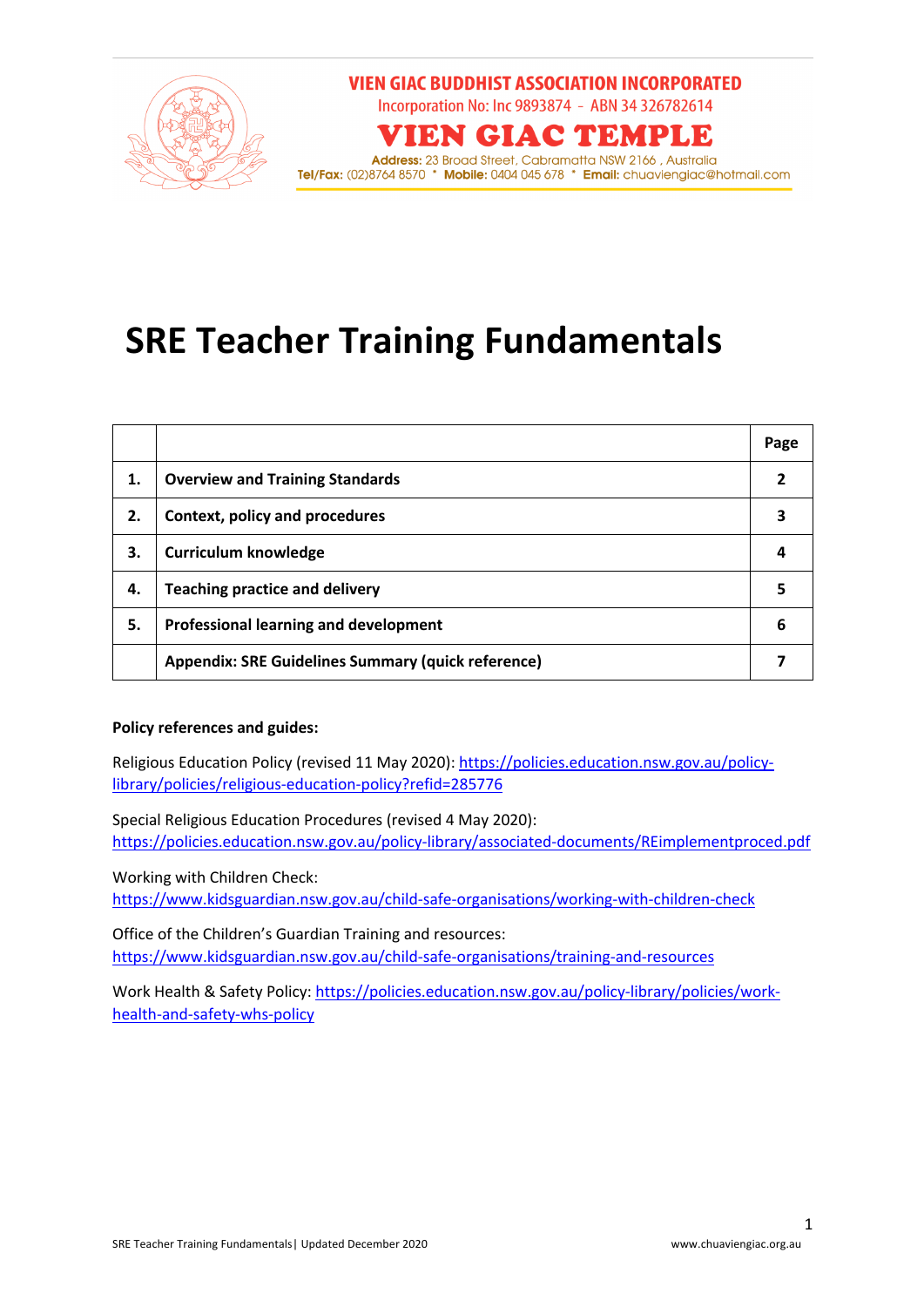**VIEN GIAC BUDDHIST ASSOCIATION INCORPORATED**
Incorporation No: Inc 9893874 - ABN 34 326782614

**VIEN GIAC TEMPLE**

**Address:** 23 Broad Street, Cabramatta NSW 2166 , Australia
**Tel/Fax:** (02)8764 8570 * **Mobile:** 0404 045 678 * **Email:** chuaviengiac@hotmail.com

# SRE Teacher Training Fundamentals

| | | Page |
|---|---|---|
| **1.** | **Overview and Training Standards** | **2** |
| **2.** | **Context, policy and procedures** | **3** |
| **3.** | **Curriculum knowledge** | **4** |
| **4.** | **Teaching practice and delivery** | **5** |
| **5.** | **Professional learning and development** | **6** |
| | **Appendix: SRE Guidelines Summary (quick reference)** | **7** |

**Policy references and guides:**

Religious Education Policy (revised 11 May 2020): https://policies.education.nsw.gov.au/policy-library/policies/religious-education-policy?refid=285776

Special Religious Education Procedures (revised 4 May 2020): https://policies.education.nsw.gov.au/policy-library/associated-documents/REimplementproced.pdf

Working with Children Check: https://www.kidsguardian.nsw.gov.au/child-safe-organisations/working-with-children-check

Office of the Children's Guardian Training and resources: https://www.kidsguardian.nsw.gov.au/child-safe-organisations/training-and-resources

Work Health & Safety Policy: https://policies.education.nsw.gov.au/policy-library/policies/work-health-and-safety-whs-policy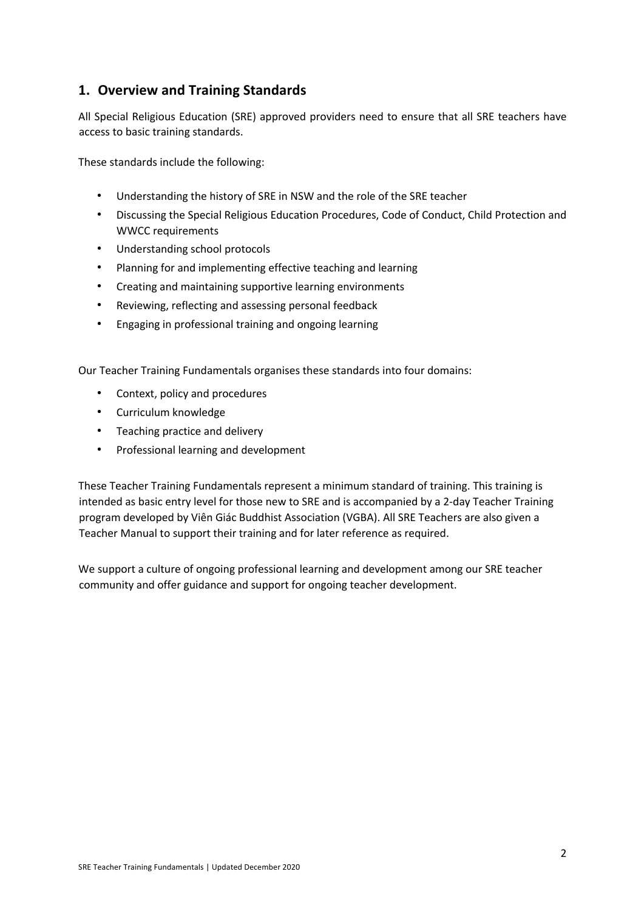## 1. Overview and Training Standards

All Special Religious Education (SRE) approved providers need to ensure that all SRE teachers have access to basic training standards.

These standards include the following:

- Understanding the history of SRE in NSW and the role of the SRE teacher
- Discussing the Special Religious Education Procedures, Code of Conduct, Child Protection and WWCC requirements
- Understanding school protocols
- Planning for and implementing effective teaching and learning
- Creating and maintaining supportive learning environments
- Reviewing, reflecting and assessing personal feedback
- Engaging in professional training and ongoing learning

Our Teacher Training Fundamentals organises these standards into four domains:

- Context, policy and procedures
- Curriculum knowledge
- Teaching practice and delivery
- Professional learning and development

These Teacher Training Fundamentals represent a minimum standard of training. This training is intended as basic entry level for those new to SRE and is accompanied by a 2-day Teacher Training program developed by Viên Giác Buddhist Association (VGBA). All SRE Teachers are also given a Teacher Manual to support their training and for later reference as required.

We support a culture of ongoing professional learning and development among our SRE teacher community and offer guidance and support for ongoing teacher development.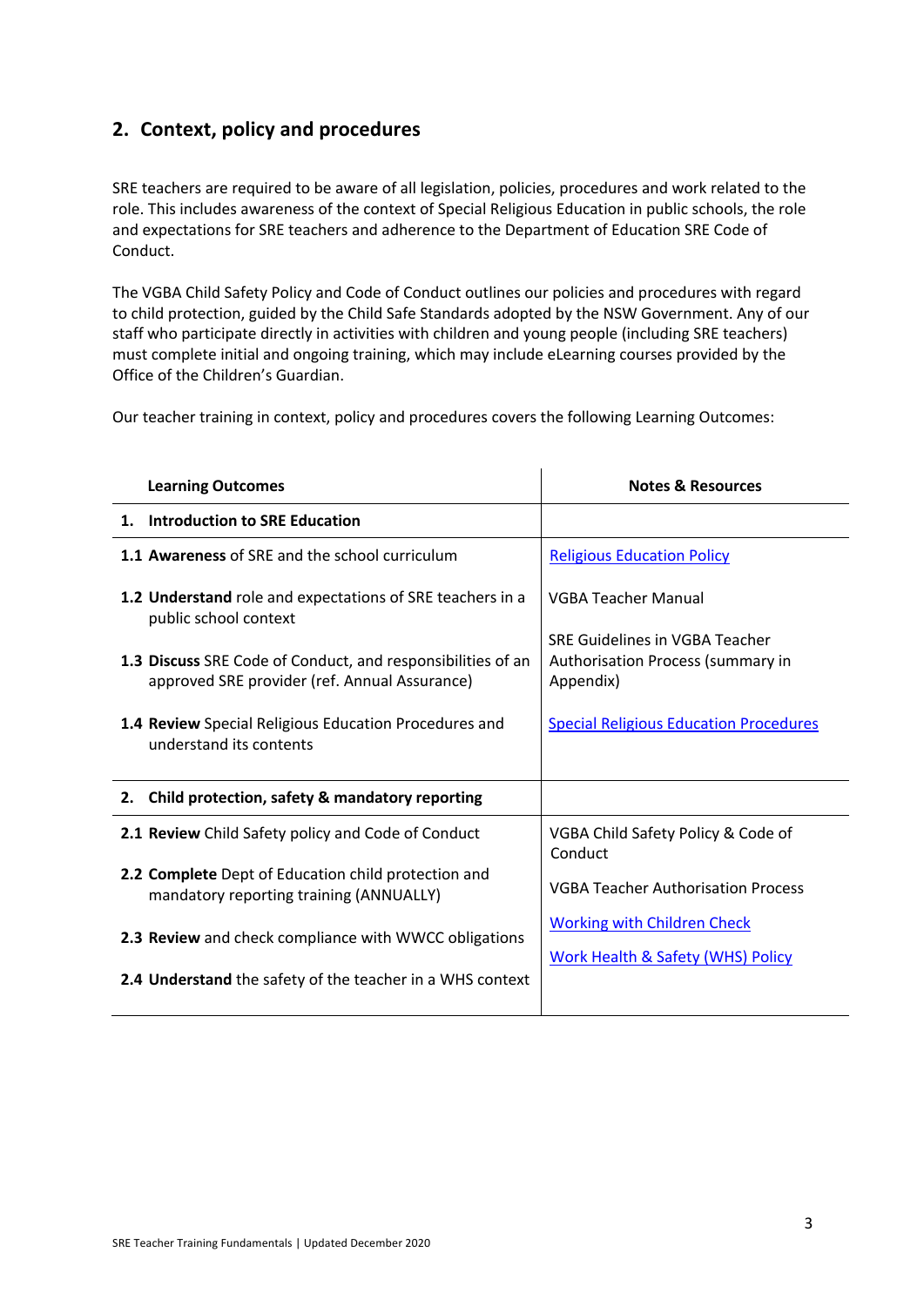## 2. Context, policy and procedures

SRE teachers are required to be aware of all legislation, policies, procedures and work related to the role. This includes awareness of the context of Special Religious Education in public schools, the role and expectations for SRE teachers and adherence to the Department of Education SRE Code of Conduct.

The VGBA Child Safety Policy and Code of Conduct outlines our policies and procedures with regard to child protection, guided by the Child Safe Standards adopted by the NSW Government. Any of our staff who participate directly in activities with children and young people (including SRE teachers) must complete initial and ongoing training, which may include eLearning courses provided by the Office of the Children's Guardian.

Our teacher training in context, policy and procedures covers the following Learning Outcomes:

| Learning Outcomes | Notes & Resources |
|---|---|
| **1. Introduction to SRE Education** | |
| **1.1 Awareness** of SRE and the school curriculum<br><br>**1.2 Understand** role and expectations of SRE teachers in a public school context<br><br>**1.3 Discuss** SRE Code of Conduct, and responsibilities of an approved SRE provider (ref. Annual Assurance)<br><br>**1.4 Review** Special Religious Education Procedures and understand its contents | Religious Education Policy<br><br>VGBA Teacher Manual<br><br>SRE Guidelines in VGBA Teacher Authorisation Process (summary in Appendix)<br><br>Special Religious Education Procedures |
| **2. Child protection, safety & mandatory reporting** | |
| **2.1 Review** Child Safety policy and Code of Conduct<br><br>**2.2 Complete** Dept of Education child protection and mandatory reporting training (ANNUALLY)<br><br>**2.3 Review** and check compliance with WWCC obligations<br><br>**2.4 Understand** the safety of the teacher in a WHS context | VGBA Child Safety Policy & Code of Conduct<br><br>VGBA Teacher Authorisation Process<br><br>Working with Children Check<br><br>Work Health & Safety (WHS) Policy |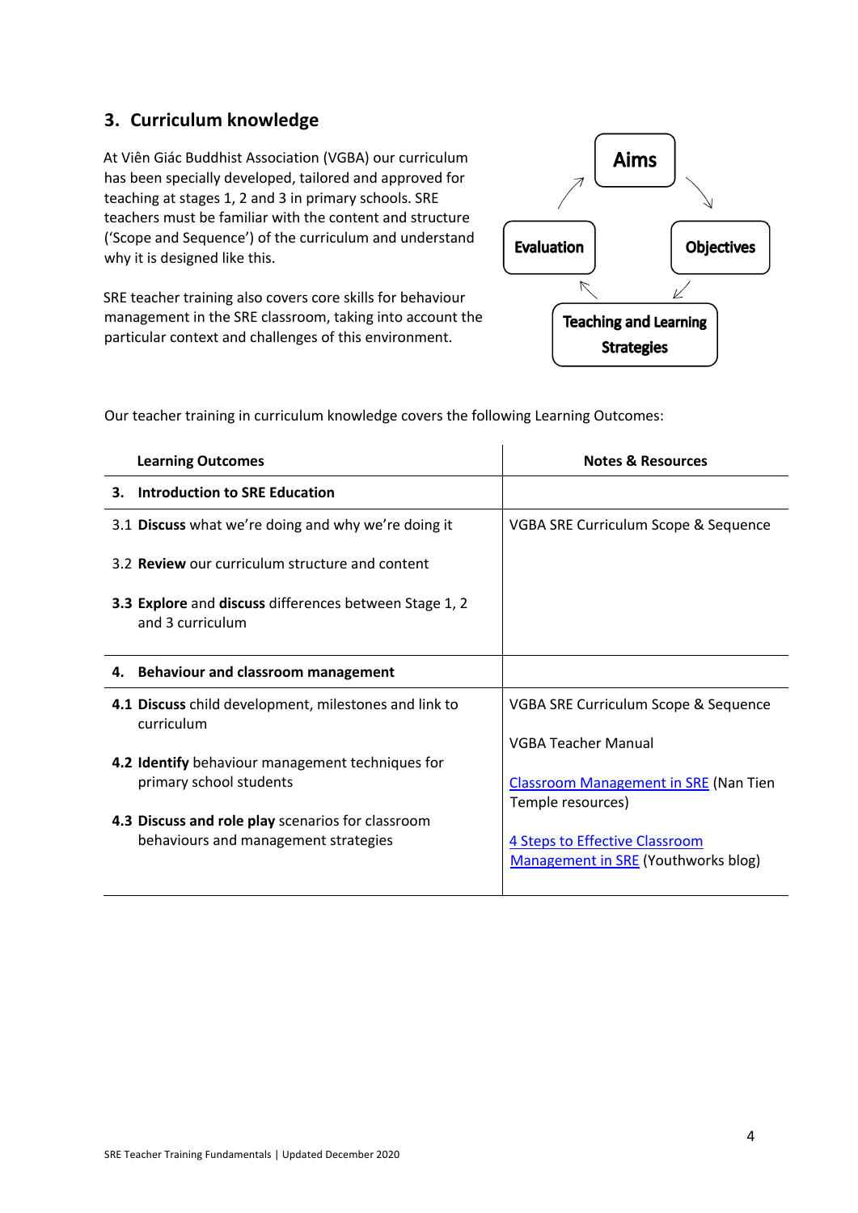## 3. Curriculum knowledge

At Viên Giác Buddhist Association (VGBA) our curriculum has been specially developed, tailored and approved for teaching at stages 1, 2 and 3 in primary schools. SRE teachers must be familiar with the content and structure ('Scope and Sequence') of the curriculum and understand why it is designed like this.

SRE teacher training also covers core skills for behaviour management in the SRE classroom, taking into account the particular context and challenges of this environment.

Aims → Objectives → Teaching and Learning Strategies → Evaluation → Aims

Our teacher training in curriculum knowledge covers the following Learning Outcomes:

| Learning Outcomes | Notes & Resources |
|---|---|
| **3. Introduction to SRE Education** | |
| 3.1 **Discuss** what we're doing and why we're doing it<br><br>3.2 **Review** our curriculum structure and content<br><br>**3.3 Explore** and **discuss** differences between Stage 1, 2 and 3 curriculum | VGBA SRE Curriculum Scope & Sequence |
| **4. Behaviour and classroom management** | |
| **4.1 Discuss** child development, milestones and link to curriculum<br><br>**4.2 Identify** behaviour management techniques for primary school students<br><br>**4.3 Discuss and role play** scenarios for classroom behaviours and management strategies | VGBA SRE Curriculum Scope & Sequence<br><br>VGBA Teacher Manual<br><br>Classroom Management in SRE (Nan Tien Temple resources)<br><br>4 Steps to Effective Classroom Management in SRE (Youthworks blog) |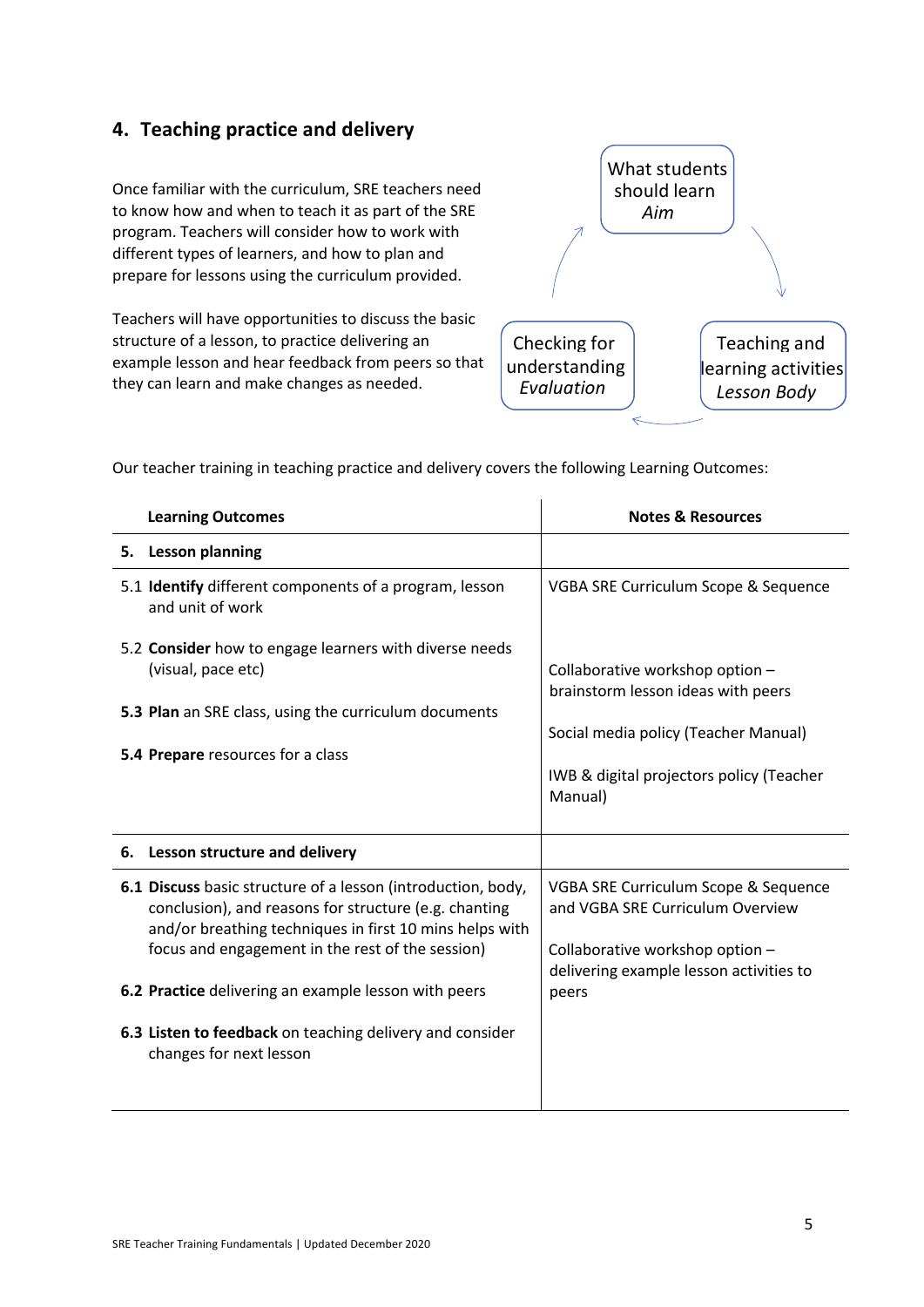## 4. Teaching practice and delivery

Once familiar with the curriculum, SRE teachers need to know how and when to teach it as part of the SRE program. Teachers will consider how to work with different types of learners, and how to plan and prepare for lessons using the curriculum provided.

Teachers will have opportunities to discuss the basic structure of a lesson, to practice delivering an example lesson and hear feedback from peers so that they can learn and make changes as needed.

What students should learn
*Aim*

Teaching and learning activities
*Lesson Body*

Checking for understanding
*Evaluation*

Our teacher training in teaching practice and delivery covers the following Learning Outcomes:

| Learning Outcomes | Notes & Resources |
|---|---|
| **5. Lesson planning** | |
| 5.1 **Identify** different components of a program, lesson and unit of work<br><br>5.2 **Consider** how to engage learners with diverse needs (visual, pace etc)<br><br>**5.3 Plan** an SRE class, using the curriculum documents<br><br>**5.4 Prepare** resources for a class | VGBA SRE Curriculum Scope & Sequence<br><br>Collaborative workshop option – brainstorm lesson ideas with peers<br><br>Social media policy (Teacher Manual)<br><br>IWB & digital projectors policy (Teacher Manual) |
| **6. Lesson structure and delivery** | |
| **6.1 Discuss** basic structure of a lesson (introduction, body, conclusion), and reasons for structure (e.g. chanting and/or breathing techniques in first 10 mins helps with focus and engagement in the rest of the session)<br><br>**6.2 Practice** delivering an example lesson with peers<br><br>**6.3 Listen to feedback** on teaching delivery and consider changes for next lesson | VGBA SRE Curriculum Scope & Sequence and VGBA SRE Curriculum Overview<br><br>Collaborative workshop option – delivering example lesson activities to peers |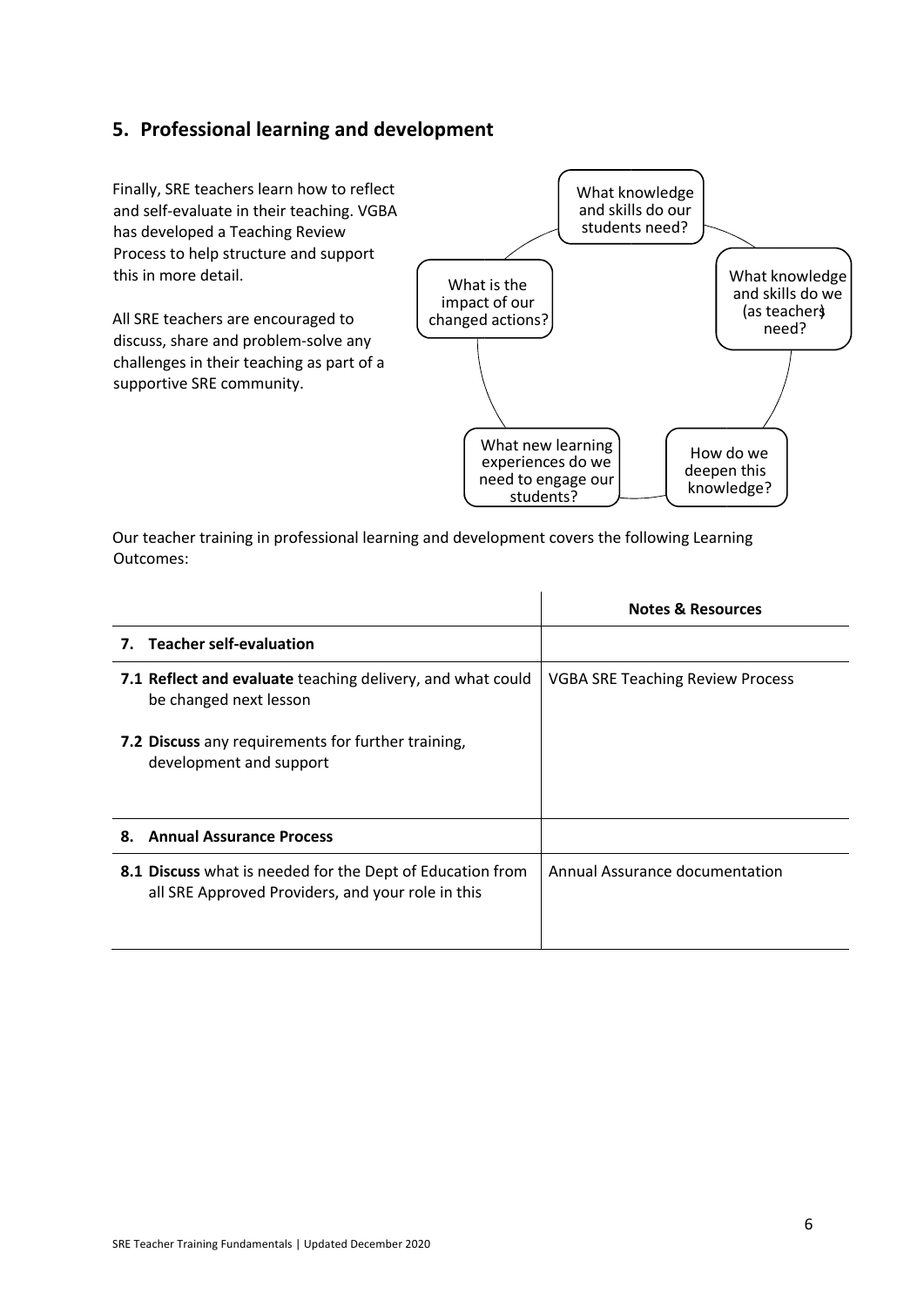## 5. Professional learning and development

Finally, SRE teachers learn how to reflect and self-evaluate in their teaching. VGBA has developed a Teaching Review Process to help structure and support this in more detail.

All SRE teachers are encouraged to discuss, share and problem-solve any challenges in their teaching as part of a supportive SRE community.

What knowledge and skills do our students need?

What knowledge and skills do we (as teachers) need?

How do we deepen this knowledge?

What new learning experiences do we need to engage our students?

What is the impact of our changed actions?

Our teacher training in professional learning and development covers the following Learning Outcomes:

| | **Notes & Resources** |
|---|---|
| **7. Teacher self-evaluation** | |
| **7.1 Reflect and evaluate** teaching delivery, and what could be changed next lesson<br><br>**7.2 Discuss** any requirements for further training, development and support | VGBA SRE Teaching Review Process |
| **8. Annual Assurance Process** | |
| **8.1 Discuss** what is needed for the Dept of Education from all SRE Approved Providers, and your role in this | Annual Assurance documentation |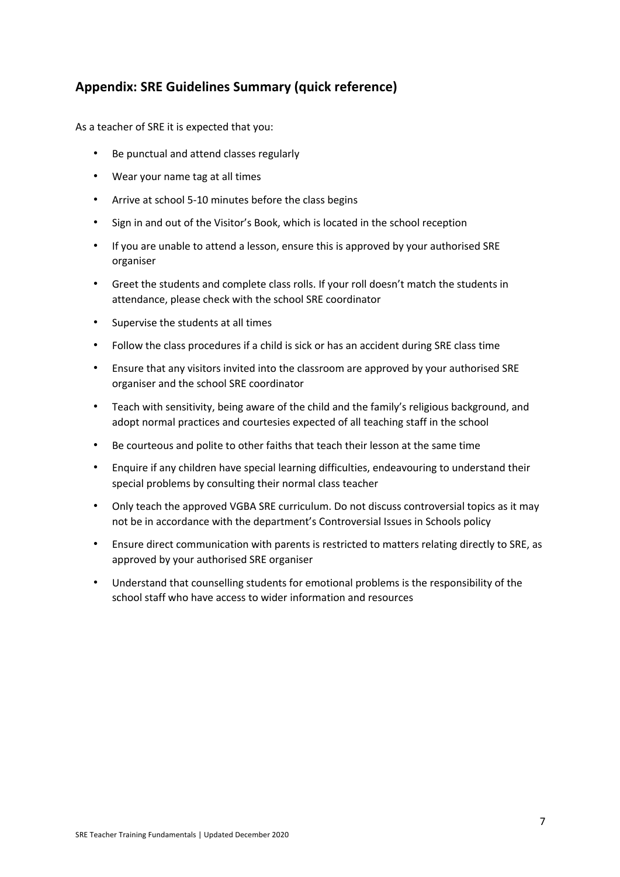## Appendix: SRE Guidelines Summary (quick reference)

As a teacher of SRE it is expected that you:

- Be punctual and attend classes regularly
- Wear your name tag at all times
- Arrive at school 5-10 minutes before the class begins
- Sign in and out of the Visitor's Book, which is located in the school reception
- If you are unable to attend a lesson, ensure this is approved by your authorised SRE organiser
- Greet the students and complete class rolls. If your roll doesn't match the students in attendance, please check with the school SRE coordinator
- Supervise the students at all times
- Follow the class procedures if a child is sick or has an accident during SRE class time
- Ensure that any visitors invited into the classroom are approved by your authorised SRE organiser and the school SRE coordinator
- Teach with sensitivity, being aware of the child and the family's religious background, and adopt normal practices and courtesies expected of all teaching staff in the school
- Be courteous and polite to other faiths that teach their lesson at the same time
- Enquire if any children have special learning difficulties, endeavouring to understand their special problems by consulting their normal class teacher
- Only teach the approved VGBA SRE curriculum. Do not discuss controversial topics as it may not be in accordance with the department's Controversial Issues in Schools policy
- Ensure direct communication with parents is restricted to matters relating directly to SRE, as approved by your authorised SRE organiser
- Understand that counselling students for emotional problems is the responsibility of the school staff who have access to wider information and resources